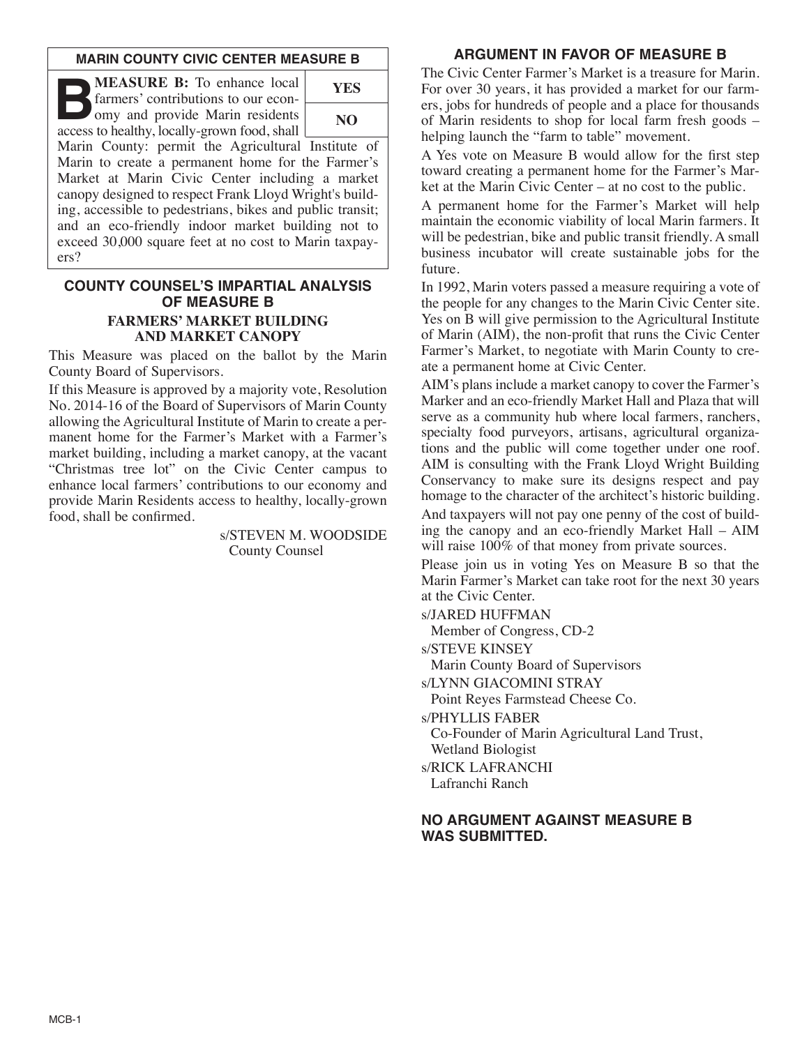## MARIN COUNTY CIVIC CENTER MEASURE B

| | |
|---|---|
| **MEASURE B:** To enhance local farmers' contributions to our economy and provide Marin residents access to healthy, locally-grown food, shall Marin County: permit the Agricultural Institute of Marin to create a permanent home for the Farmer's Market at Marin Civic Center including a market canopy designed to respect Frank Lloyd Wright's building, accessible to pedestrians, bikes and public transit; and an eco-friendly indoor market building not to exceed 30,000 square feet at no cost to Marin taxpayers? | **YES** / **NO** |

## COUNTY COUNSEL'S IMPARTIAL ANALYSIS OF MEASURE B

### FARMERS' MARKET BUILDING AND MARKET CANOPY

This Measure was placed on the ballot by the Marin County Board of Supervisors.

If this Measure is approved by a majority vote, Resolution No. 2014-16 of the Board of Supervisors of Marin County allowing the Agricultural Institute of Marin to create a permanent home for the Farmer's Market with a Farmer's market building, including a market canopy, at the vacant "Christmas tree lot" on the Civic Center campus to enhance local farmers' contributions to our economy and provide Marin Residents access to healthy, locally-grown food, shall be confirmed.

s/STEVEN M. WOODSIDE
County Counsel

## ARGUMENT IN FAVOR OF MEASURE B

The Civic Center Farmer's Market is a treasure for Marin. For over 30 years, it has provided a market for our farmers, jobs for hundreds of people and a place for thousands of Marin residents to shop for local farm fresh goods – helping launch the "farm to table" movement.

A Yes vote on Measure B would allow for the first step toward creating a permanent home for the Farmer's Market at the Marin Civic Center – at no cost to the public.

A permanent home for the Farmer's Market will help maintain the economic viability of local Marin farmers. It will be pedestrian, bike and public transit friendly. A small business incubator will create sustainable jobs for the future.

In 1992, Marin voters passed a measure requiring a vote of the people for any changes to the Marin Civic Center site. Yes on B will give permission to the Agricultural Institute of Marin (AIM), the non-profit that runs the Civic Center Farmer's Market, to negotiate with Marin County to create a permanent home at Civic Center.

AIM's plans include a market canopy to cover the Farmer's Marker and an eco-friendly Market Hall and Plaza that will serve as a community hub where local farmers, ranchers, specialty food purveyors, artisans, agricultural organizations and the public will come together under one roof. AIM is consulting with the Frank Lloyd Wright Building Conservancy to make sure its designs respect and pay homage to the character of the architect's historic building.

And taxpayers will not pay one penny of the cost of building the canopy and an eco-friendly Market Hall – AIM will raise 100% of that money from private sources.

Please join us in voting Yes on Measure B so that the Marin Farmer's Market can take root for the next 30 years at the Civic Center.

s/JARED HUFFMAN
Member of Congress, CD-2

s/STEVE KINSEY
Marin County Board of Supervisors

s/LYNN GIACOMINI STRAY
Point Reyes Farmstead Cheese Co.

s/PHYLLIS FABER
Co-Founder of Marin Agricultural Land Trust,
Wetland Biologist

s/RICK LAFRANCHI
Lafranchi Ranch

## NO ARGUMENT AGAINST MEASURE B WAS SUBMITTED.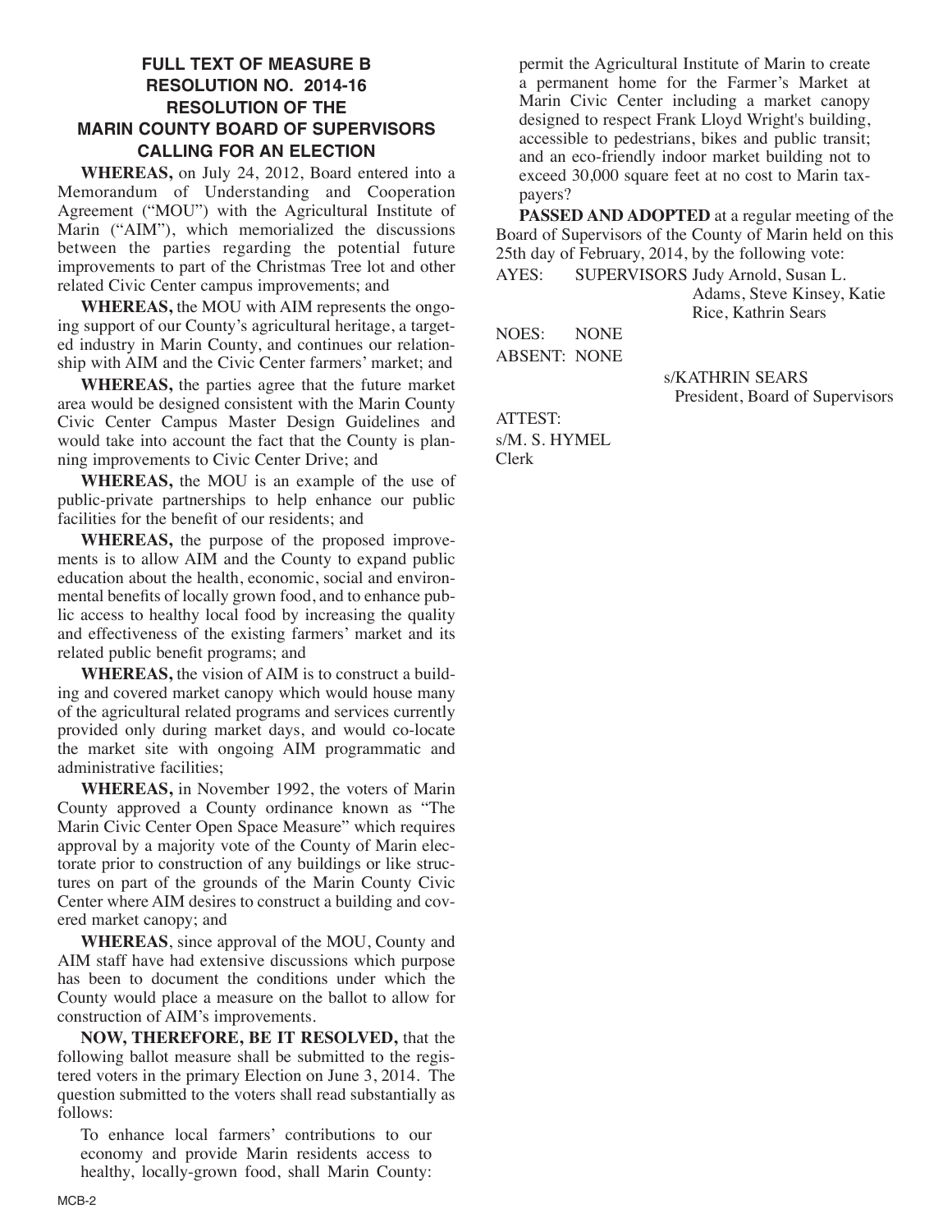**FULL TEXT OF MEASURE B**
**RESOLUTION NO. 2014-16**
**RESOLUTION OF THE**
**MARIN COUNTY BOARD OF SUPERVISORS**
**CALLING FOR AN ELECTION**

**WHEREAS,** on July 24, 2012, Board entered into a Memorandum of Understanding and Cooperation Agreement ("MOU") with the Agricultural Institute of Marin ("AIM"), which memorialized the discussions between the parties regarding the potential future improvements to part of the Christmas Tree lot and other related Civic Center campus improvements; and

**WHEREAS,** the MOU with AIM represents the ongoing support of our County's agricultural heritage, a targeted industry in Marin County, and continues our relationship with AIM and the Civic Center farmers' market; and

**WHEREAS,** the parties agree that the future market area would be designed consistent with the Marin County Civic Center Campus Master Design Guidelines and would take into account the fact that the County is planning improvements to Civic Center Drive; and

**WHEREAS,** the MOU is an example of the use of public-private partnerships to help enhance our public facilities for the benefit of our residents; and

**WHEREAS,** the purpose of the proposed improvements is to allow AIM and the County to expand public education about the health, economic, social and environmental benefits of locally grown food, and to enhance public access to healthy local food by increasing the quality and effectiveness of the existing farmers' market and its related public benefit programs; and

**WHEREAS,** the vision of AIM is to construct a building and covered market canopy which would house many of the agricultural related programs and services currently provided only during market days, and would co-locate the market site with ongoing AIM programmatic and administrative facilities;

**WHEREAS,** in November 1992, the voters of Marin County approved a County ordinance known as "The Marin Civic Center Open Space Measure" which requires approval by a majority vote of the County of Marin electorate prior to construction of any buildings or like structures on part of the grounds of the Marin County Civic Center where AIM desires to construct a building and covered market canopy; and

**WHEREAS**, since approval of the MOU, County and AIM staff have had extensive discussions which purpose has been to document the conditions under which the County would place a measure on the ballot to allow for construction of AIM's improvements.

**NOW, THEREFORE, BE IT RESOLVED,** that the following ballot measure shall be submitted to the registered voters in the primary Election on June 3, 2014. The question submitted to the voters shall read substantially as follows:

> To enhance local farmers' contributions to our economy and provide Marin residents access to healthy, locally-grown food, shall Marin County: permit the Agricultural Institute of Marin to create a permanent home for the Farmer's Market at Marin Civic Center including a market canopy designed to respect Frank Lloyd Wright's building, accessible to pedestrians, bikes and public transit; and an eco-friendly indoor market building not to exceed 30,000 square feet at no cost to Marin taxpayers?

**PASSED AND ADOPTED** at a regular meeting of the Board of Supervisors of the County of Marin held on this 25th day of February, 2014, by the following vote:

AYES: SUPERVISORS Judy Arnold, Susan L. Adams, Steve Kinsey, Katie Rice, Kathrin Sears

NOES: NONE

ABSENT: NONE

s/KATHRIN SEARS
President, Board of Supervisors

ATTEST:
s/M. S. HYMEL
Clerk